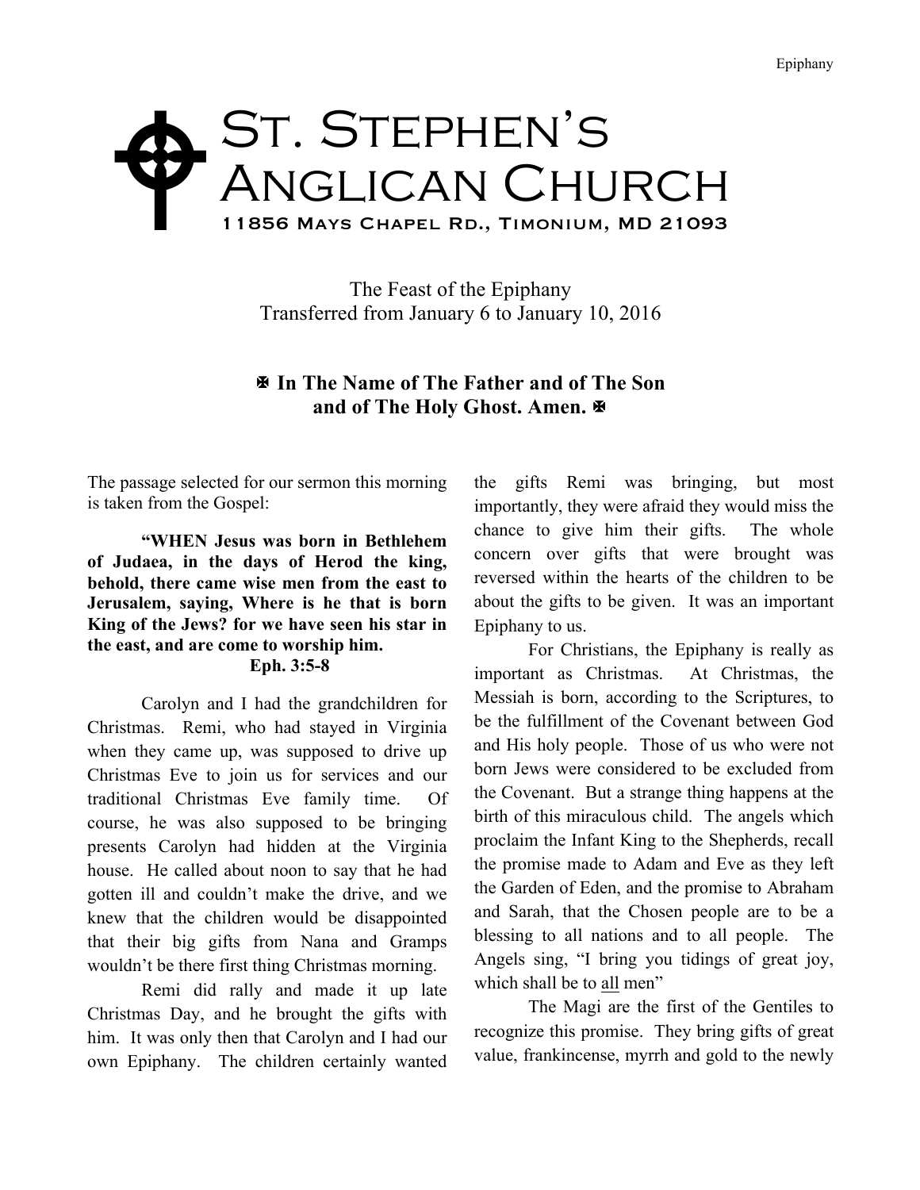# St. Stephen's Anglican Church

11856 Mays Chapel Rd., Timonium, MD 21093

The Feast of the Epiphany
Transferred from January 6 to January 10, 2016

**✠ In The Name of The Father and of The Son and of The Holy Ghost. Amen. ✠**

The passage selected for our sermon this morning is taken from the Gospel:

> **"WHEN Jesus was born in Bethlehem of Judaea, in the days of Herod the king, behold, there came wise men from the east to Jerusalem, saying, Where is he that is born King of the Jews? for we have seen his star in the east, and are come to worship him.**
>
> **Eph. 3:5-8**

Carolyn and I had the grandchildren for Christmas. Remi, who had stayed in Virginia when they came up, was supposed to drive up Christmas Eve to join us for services and our traditional Christmas Eve family time. Of course, he was also supposed to be bringing presents Carolyn had hidden at the Virginia house. He called about noon to say that he had gotten ill and couldn't make the drive, and we knew that the children would be disappointed that their big gifts from Nana and Gramps wouldn't be there first thing Christmas morning.

Remi did rally and made it up late Christmas Day, and he brought the gifts with him. It was only then that Carolyn and I had our own Epiphany. The children certainly wanted the gifts Remi was bringing, but most importantly, they were afraid they would miss the chance to give him their gifts. The whole concern over gifts that were brought was reversed within the hearts of the children to be about the gifts to be given. It was an important Epiphany to us.

For Christians, the Epiphany is really as important as Christmas. At Christmas, the Messiah is born, according to the Scriptures, to be the fulfillment of the Covenant between God and His holy people. Those of us who were not born Jews were considered to be excluded from the Covenant. But a strange thing happens at the birth of this miraculous child. The angels which proclaim the Infant King to the Shepherds, recall the promise made to Adam and Eve as they left the Garden of Eden, and the promise to Abraham and Sarah, that the Chosen people are to be a blessing to all nations and to all people. The Angels sing, "I bring you tidings of great joy, which shall be to <u>all</u> men"

The Magi are the first of the Gentiles to recognize this promise. They bring gifts of great value, frankincense, myrrh and gold to the newly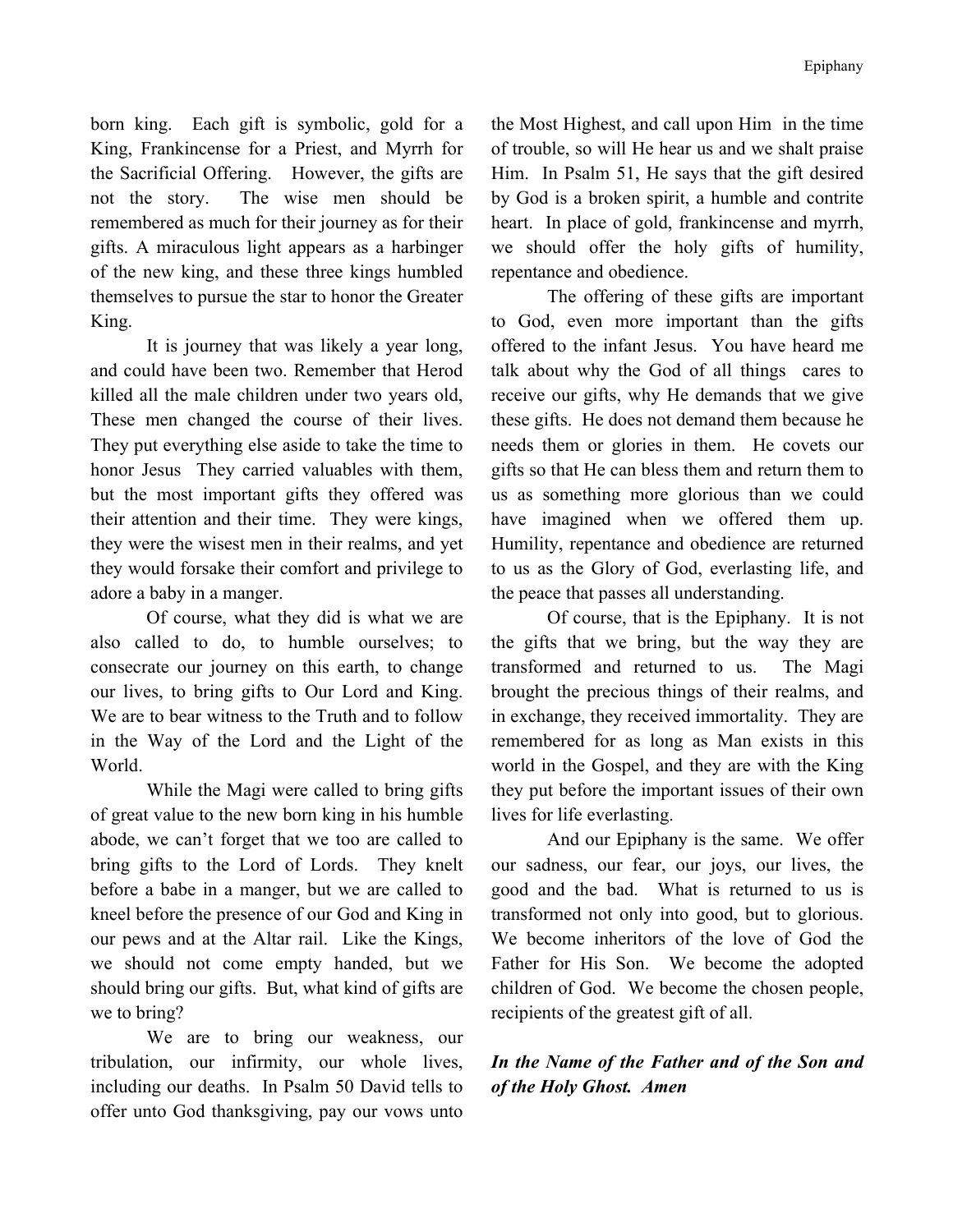born king. Each gift is symbolic, gold for a King, Frankincense for a Priest, and Myrrh for the Sacrificial Offering. However, the gifts are not the story. The wise men should be remembered as much for their journey as for their gifts. A miraculous light appears as a harbinger of the new king, and these three kings humbled themselves to pursue the star to honor the Greater King.

It is journey that was likely a year long, and could have been two. Remember that Herod killed all the male children under two years old, These men changed the course of their lives. They put everything else aside to take the time to honor Jesus They carried valuables with them, but the most important gifts they offered was their attention and their time. They were kings, they were the wisest men in their realms, and yet they would forsake their comfort and privilege to adore a baby in a manger.

Of course, what they did is what we are also called to do, to humble ourselves; to consecrate our journey on this earth, to change our lives, to bring gifts to Our Lord and King. We are to bear witness to the Truth and to follow in the Way of the Lord and the Light of the World.

While the Magi were called to bring gifts of great value to the new born king in his humble abode, we can't forget that we too are called to bring gifts to the Lord of Lords. They knelt before a babe in a manger, but we are called to kneel before the presence of our God and King in our pews and at the Altar rail. Like the Kings, we should not come empty handed, but we should bring our gifts. But, what kind of gifts are we to bring?

We are to bring our weakness, our tribulation, our infirmity, our whole lives, including our deaths. In Psalm 50 David tells to offer unto God thanksgiving, pay our vows unto the Most Highest, and call upon Him in the time of trouble, so will He hear us and we shalt praise Him. In Psalm 51, He says that the gift desired by God is a broken spirit, a humble and contrite heart. In place of gold, frankincense and myrrh, we should offer the holy gifts of humility, repentance and obedience.

The offering of these gifts are important to God, even more important than the gifts offered to the infant Jesus. You have heard me talk about why the God of all things cares to receive our gifts, why He demands that we give these gifts. He does not demand them because he needs them or glories in them. He covets our gifts so that He can bless them and return them to us as something more glorious than we could have imagined when we offered them up. Humility, repentance and obedience are returned to us as the Glory of God, everlasting life, and the peace that passes all understanding.

Of course, that is the Epiphany. It is not the gifts that we bring, but the way they are transformed and returned to us. The Magi brought the precious things of their realms, and in exchange, they received immortality. They are remembered for as long as Man exists in this world in the Gospel, and they are with the King they put before the important issues of their own lives for life everlasting.

And our Epiphany is the same. We offer our sadness, our fear, our joys, our lives, the good and the bad. What is returned to us is transformed not only into good, but to glorious. We become inheritors of the love of God the Father for His Son. We become the adopted children of God. We become the chosen people, recipients of the greatest gift of all.

***In the Name of the Father and of the Son and of the Holy Ghost. Amen***